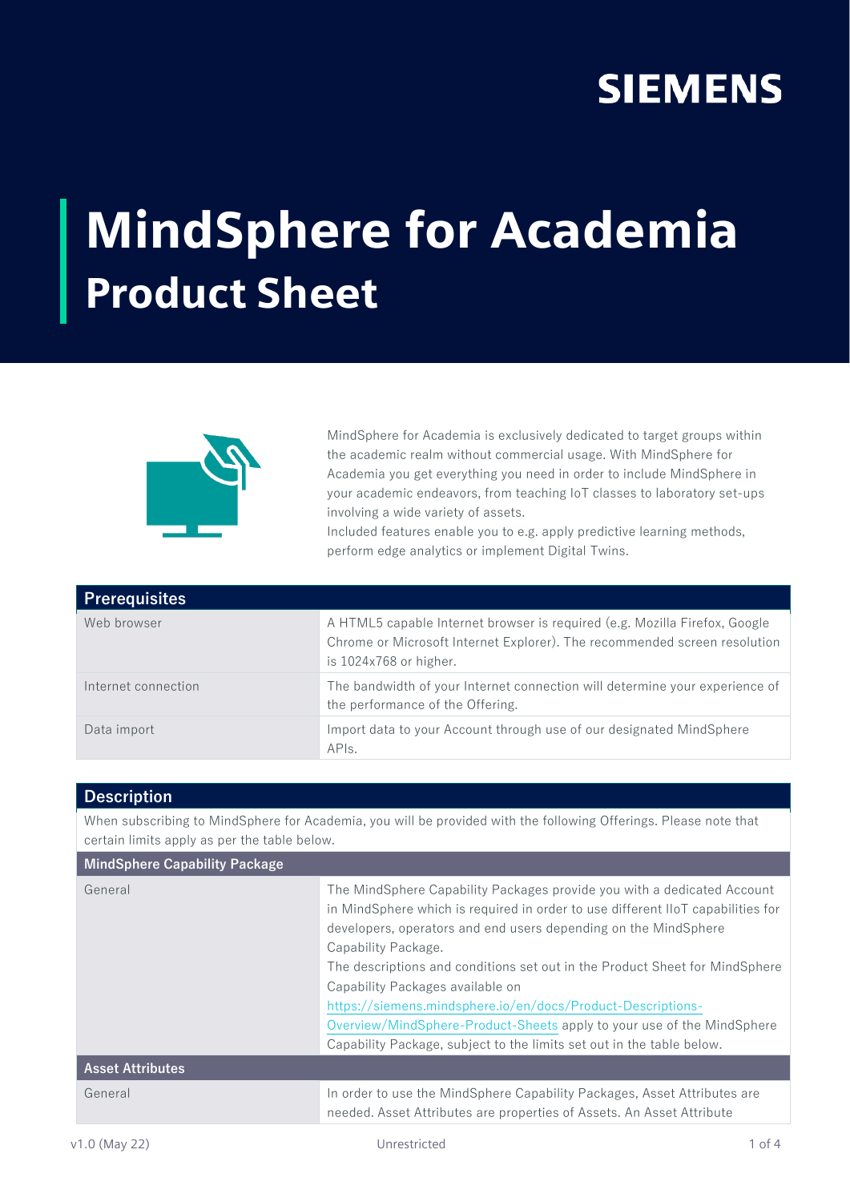SIEMENS

# MindSphere for Academia
## Product Sheet

MindSphere for Academia is exclusively dedicated to target groups within the academic realm without commercial usage. With MindSphere for Academia you get everything you need in order to include MindSphere in your academic endeavors, from teaching IoT classes to laboratory set-ups involving a wide variety of assets.
Included features enable you to e.g. apply predictive learning methods, perform edge analytics or implement Digital Twins.

| Prerequisites | |
|---|---|
| Web browser | A HTML5 capable Internet browser is required (e.g. Mozilla Firefox, Google Chrome or Microsoft Internet Explorer). The recommended screen resolution is 1024x768 or higher. |
| Internet connection | The bandwidth of your Internet connection will determine your experience of the performance of the Offering. |
| Data import | Import data to your Account through use of our designated MindSphere APIs. |

## Description

When subscribing to MindSphere for Academia, you will be provided with the following Offerings. Please note that certain limits apply as per the table below.

| MindSphere Capability Package | |
|---|---|
| General | The MindSphere Capability Packages provide you with a dedicated Account in MindSphere which is required in order to use different IIoT capabilities for developers, operators and end users depending on the MindSphere Capability Package.<br>The descriptions and conditions set out in the Product Sheet for MindSphere Capability Packages available on https://siemens.mindsphere.io/en/docs/Product-Descriptions-Overview/MindSphere-Product-Sheets apply to your use of the MindSphere Capability Package, subject to the limits set out in the table below. |
| **Asset Attributes** | |
| General | In order to use the MindSphere Capability Packages, Asset Attributes are needed. Asset Attributes are properties of Assets. An Asset Attribute |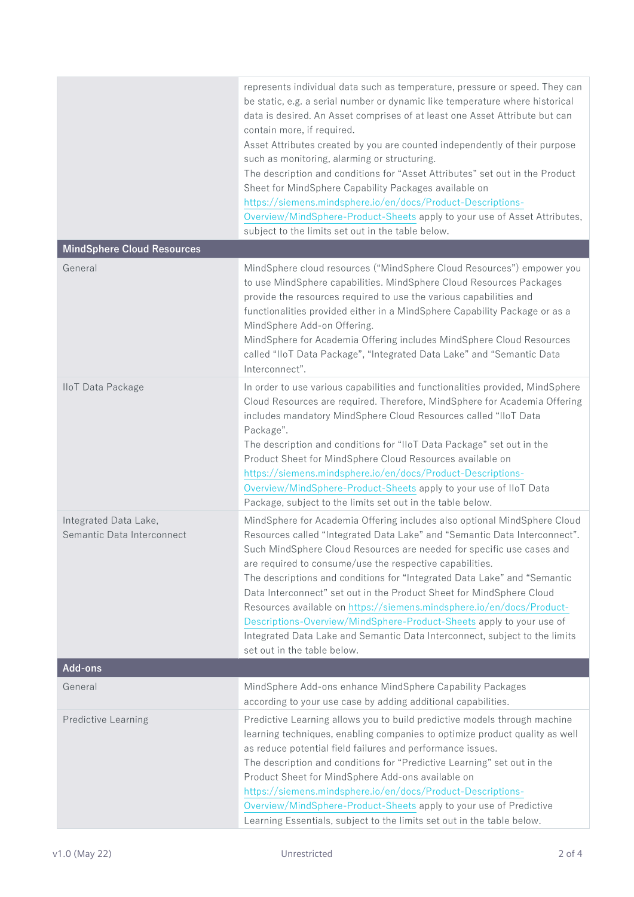| | |
|---|---|
| | represents individual data such as temperature, pressure or speed. They can be static, e.g. a serial number or dynamic like temperature where historical data is desired. An Asset comprises of at least one Asset Attribute but can contain more, if required.<br>Asset Attributes created by you are counted independently of their purpose such as monitoring, alarming or structuring.<br>The description and conditions for "Asset Attributes" set out in the Product Sheet for MindSphere Capability Packages available on https://siemens.mindsphere.io/en/docs/Product-Descriptions-Overview/MindSphere-Product-Sheets apply to your use of Asset Attributes, subject to the limits set out in the table below. |
| **MindSphere Cloud Resources** | |
| General | MindSphere cloud resources ("MindSphere Cloud Resources") empower you to use MindSphere capabilities. MindSphere Cloud Resources Packages provide the resources required to use the various capabilities and functionalities provided either in a MindSphere Capability Package or as a MindSphere Add-on Offering.<br>MindSphere for Academia Offering includes MindSphere Cloud Resources called "IIoT Data Package", "Integrated Data Lake" and "Semantic Data Interconnect". |
| IIoT Data Package | In order to use various capabilities and functionalities provided, MindSphere Cloud Resources are required. Therefore, MindSphere for Academia Offering includes mandatory MindSphere Cloud Resources called "IIoT Data Package".<br>The description and conditions for "IIoT Data Package" set out in the Product Sheet for MindSphere Cloud Resources available on https://siemens.mindsphere.io/en/docs/Product-Descriptions-Overview/MindSphere-Product-Sheets apply to your use of IIoT Data Package, subject to the limits set out in the table below. |
| Integrated Data Lake, Semantic Data Interconnect | MindSphere for Academia Offering includes also optional MindSphere Cloud Resources called "Integrated Data Lake" and "Semantic Data Interconnect". Such MindSphere Cloud Resources are needed for specific use cases and are required to consume/use the respective capabilities.<br>The descriptions and conditions for "Integrated Data Lake" and "Semantic Data Interconnect" set out in the Product Sheet for MindSphere Cloud Resources available on https://siemens.mindsphere.io/en/docs/Product-Descriptions-Overview/MindSphere-Product-Sheets apply to your use of Integrated Data Lake and Semantic Data Interconnect, subject to the limits set out in the table below. |
| **Add-ons** | |
| General | MindSphere Add-ons enhance MindSphere Capability Packages according to your use case by adding additional capabilities. |
| Predictive Learning | Predictive Learning allows you to build predictive models through machine learning techniques, enabling companies to optimize product quality as well as reduce potential field failures and performance issues.<br>The description and conditions for "Predictive Learning" set out in the Product Sheet for MindSphere Add-ons available on https://siemens.mindsphere.io/en/docs/Product-Descriptions-Overview/MindSphere-Product-Sheets apply to your use of Predictive Learning Essentials, subject to the limits set out in the table below. |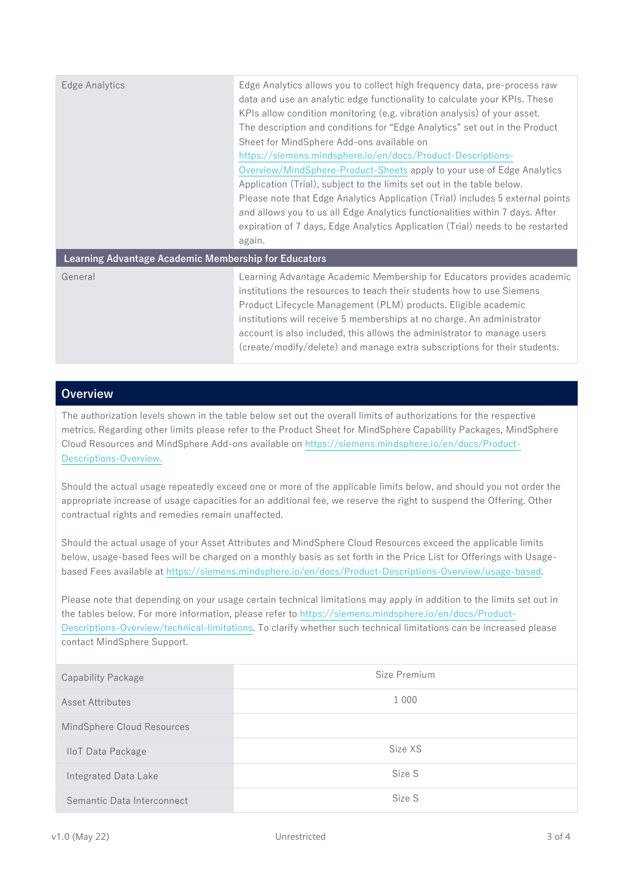| | |
|---|---|
| Edge Analytics | Edge Analytics allows you to collect high frequency data, pre-process raw data and use an analytic edge functionality to calculate your KPIs. These KPIs allow condition monitoring (e.g. vibration analysis) of your asset. The description and conditions for "Edge Analytics" set out in the Product Sheet for MindSphere Add-ons available on https://siemens.mindsphere.io/en/docs/Product-Descriptions-Overview/MindSphere-Product-Sheets apply to your use of Edge Analytics Application (Trial), subject to the limits set out in the table below. Please note that Edge Analytics Application (Trial) includes 5 external points and allows you to us all Edge Analytics functionalities within 7 days. After expiration of 7 days, Edge Analytics Application (Trial) needs to be restarted again. |
| **Learning Advantage Academic Membership for Educators** | |
| General | Learning Advantage Academic Membership for Educators provides academic institutions the resources to teach their students how to use Siemens Product Lifecycle Management (PLM) products. Eligible academic institutions will receive 5 memberships at no charge. An administrator account is also included, this allows the administrator to manage users (create/modify/delete) and manage extra subscriptions for their students. |

## Overview

The authorization levels shown in the table below set out the overall limits of authorizations for the respective metrics. Regarding other limits please refer to the Product Sheet for MindSphere Capability Packages, MindSphere Cloud Resources and MindSphere Add-ons available on https://siemens.mindsphere.io/en/docs/Product-Descriptions-Overview.

Should the actual usage repeatedly exceed one or more of the applicable limits below, and should you not order the appropriate increase of usage capacities for an additional fee, we reserve the right to suspend the Offering. Other contractual rights and remedies remain unaffected.

Should the actual usage of your Asset Attributes and MindSphere Cloud Resources exceed the applicable limits below, usage-based fees will be charged on a monthly basis as set forth in the Price List for Offerings with Usage-based Fees available at https://siemens.mindsphere.io/en/docs/Product-Descriptions-Overview/usage-based.

Please note that depending on your usage certain technical limitations may apply in addition to the limits set out in the tables below. For more information, please refer to https://siemens.mindsphere.io/en/docs/Product-Descriptions-Overview/technical-limitations. To clarify whether such technical limitations can be increased please contact MindSphere Support.

| | |
|---|---|
| Capability Package | Size Premium |
| Asset Attributes | 1 000 |
| MindSphere Cloud Resources | |
| IIoT Data Package | Size XS |
| Integrated Data Lake | Size S |
| Semantic Data Interconnect | Size S |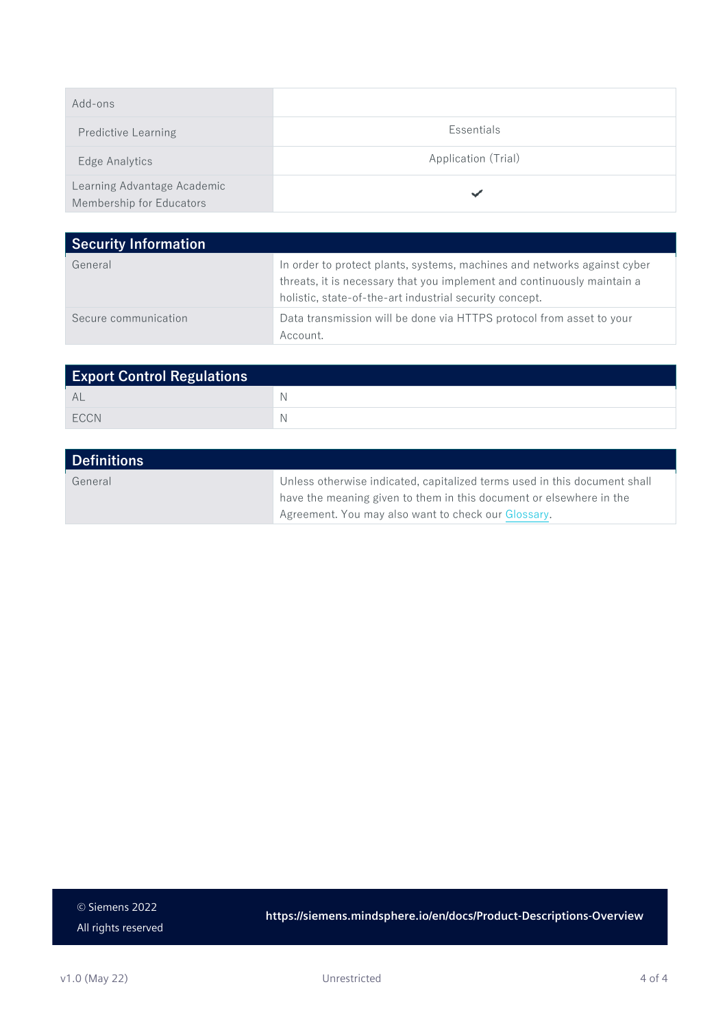| | |
|---|---|
| Add-ons | |
| Predictive Learning | Essentials |
| Edge Analytics | Application (Trial) |
| Learning Advantage Academic Membership for Educators | ✔ |

## Security Information

| | |
|---|---|
| General | In order to protect plants, systems, machines and networks against cyber threats, it is necessary that you implement and continuously maintain a holistic, state-of-the-art industrial security concept. |
| Secure communication | Data transmission will be done via HTTPS protocol from asset to your Account. |

## Export Control Regulations

| | |
|---|---|
| AL | N |
| ECCN | N |

## Definitions

| | |
|---|---|
| General | Unless otherwise indicated, capitalized terms used in this document shall have the meaning given to them in this document or elsewhere in the Agreement. You may also want to check our Glossary. |

© Siemens 2022
All rights reserved

**https://siemens.mindsphere.io/en/docs/Product-Descriptions-Overview**

v1.0 (May 22) Unrestricted